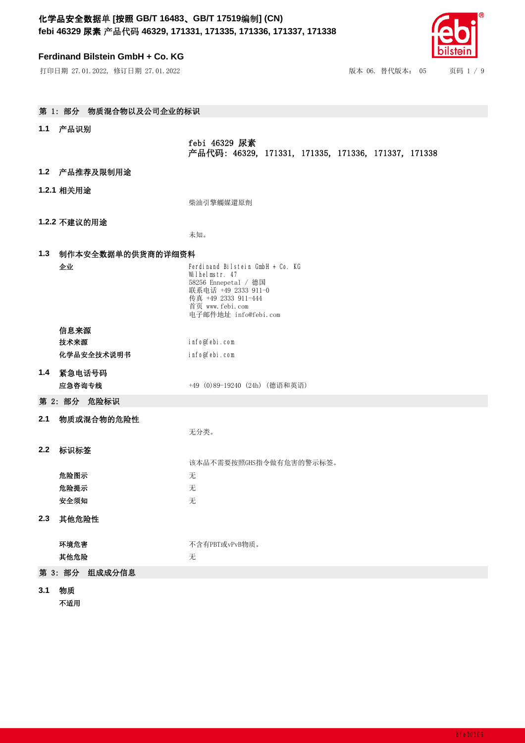## 第 1: 部分　物质混合物以及公司企业的标识

### 1.1 产品识别

febi 46329 尿素
产品代码: 46329, 171331, 171335, 171336, 171337, 171338

### 1.2 产品推荐及限制用途

#### 1.2.1 相关用途

柴油引擎觸媒還原劑

#### 1.2.2 不建议的用途

未知。

### 1.3 制作本安全数据单的供货商的详细资料

**企业**

Ferdinand Bilstein GmbH + Co. KG
Wilhelmstr. 47
58256 Ennepetal / 德国
联系电话 +49 2333 911-0
传真 +49 2333 911-444
首页 www.febi.com
电子邮件地址 info@febi.com

**信息来源**

| | |
|---|---|
| **技术来源** | info@febi.com |
| **化学品安全技术说明书** | info@febi.com |

### 1.4 紧急电话号码

**应急咨询专线**　+49 (0)89-19240 (24h) (德语和英语)

## 第 2: 部分　危险标识

### 2.1 物质或混合物的危险性

无分类。

### 2.2 标识标签

该本品不需要按照GHS指令做有危害的警示标签。

| | |
|---|---|
| **危险图示** | 无 |
| **危险提示** | 无 |
| **安全须知** | 无 |

### 2.3 其他危险性

| | |
|---|---|
| **环境危害** | 不含有PBT或vPvB物质。 |
| **其他危险** | 无 |

## 第 3: 部分　组成成分信息

### 3.1 物质

**不适用**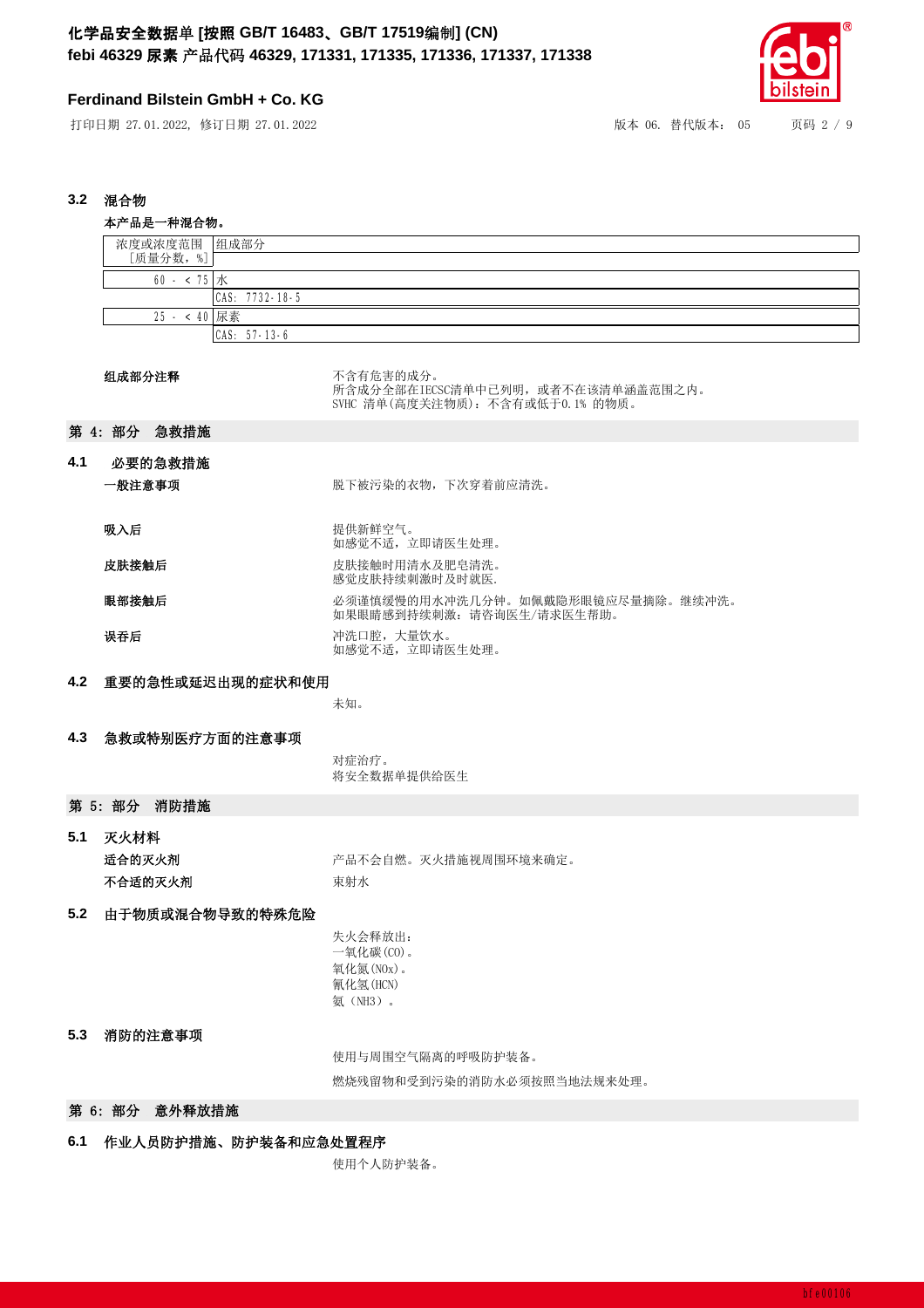### 3.2 混合物

**本产品是一种混合物。**

| 浓度或浓度范围［质量分数，%］ | 组成部分 |
|---|---|
| 60 - < 75 | 水 |
| | CAS: 7732-18-5 |
| 25 - < 40 | 尿素 |
| | CAS: 57-13-6 |

**组成部分注释**

不含有危害的成分。
所含成分全部在IECSC清单中已列明，或者不在该清单涵盖范围之内。
SVHC 清单(高度关注物质)：不含有或低于0.1% 的物质。

## 第 4: 部分 急救措施

### 4.1 必要的急救措施

**一般注意事项**

脱下被污染的衣物，下次穿着前应清洗。

**吸入后**

提供新鲜空气。
如感觉不适，立即请医生处理。

**皮肤接触后**

皮肤接触时用清水及肥皂清洗。
感觉皮肤持续刺激时及时就医.

**眼部接触后**

必须谨慎缓慢的用水冲洗几分钟。如佩戴隐形眼镜应尽量摘除。继续冲洗。
如果眼睛感到持续刺激：请咨询医生/请求医生帮助。

**误吞后**

冲洗口腔，大量饮水。
如感觉不适，立即请医生处理。

### 4.2 重要的急性或延迟出现的症状和使用

未知。

### 4.3 急救或特别医疗方面的注意事项

对症治疗。
将安全数据单提供给医生

## 第 5: 部分 消防措施

### 5.1 灭火材料

**适合的灭火剂**

产品不会自燃。灭火措施视周围环境来确定。

**不合适的灭火剂**

束射水

### 5.2 由于物质或混合物导致的特殊危险

失火会释放出:
一氧化碳(CO)。
氧化氮(NOx)。
氰化氢(HCN)
氨（NH3）。

### 5.3 消防的注意事项

使用与周围空气隔离的呼吸防护装备。

燃烧残留物和受到污染的消防水必须按照当地法规来处理。

## 第 6: 部分 意外释放措施

### 6.1 作业人员防护措施、防护装备和应急处置程序

使用个人防护装备。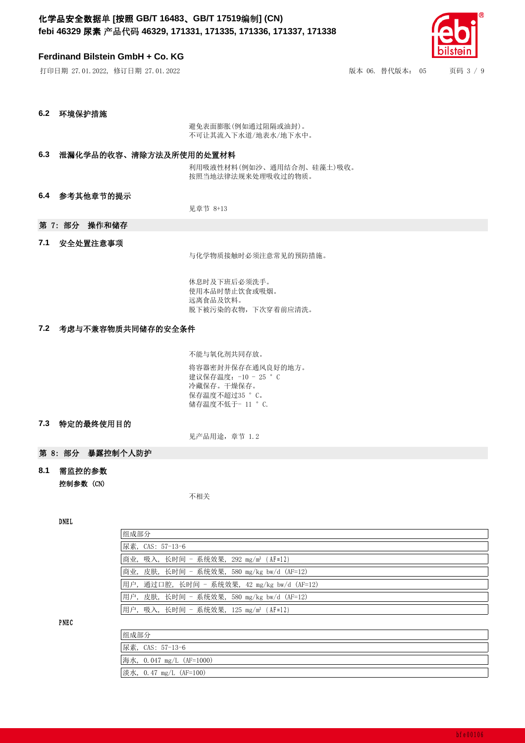### 6.2 环境保护措施

避免表面膨胀(例如通过阻隔或油封)。
不可让其流入下水道/地表水/地下水中。

### 6.3 泄漏化学品的收容、清除方法及所使用的处置材料

利用吸液性材料(例如沙、通用结合剂、硅藻土)吸收。
按照当地法律法规来处理吸收过的物质。

### 6.4 参考其他章节的提示

见章节 8+13

## 第 7: 部分 操作和储存

### 7.1 安全处置注意事项

与化学物质接触时必须注意常见的预防措施。

休息时及下班后必须洗手。
使用本品时禁止饮食或吸烟。
远离食品及饮料。
脱下被污染的衣物，下次穿着前应清洗。

### 7.2 考虑与不兼容物质共同储存的安全条件

不能与氧化剂共同存放。

将容器密封并保存在通风良好的地方。
建议保存温度：-10 - 25 ° C
冷藏保存。干燥保存。
保存温度不超过35 ° C。
储存温度不低于- 11 ° C.

### 7.3 特定的最终使用目的

见产品用途，章节 1.2

## 第 8: 部分 暴露控制个人防护

### 8.1 需监控的参数

**控制参数 (CN)**

不相关

**DNEL**

| 组成部分 |
|---|
| 尿素, CAS: 57-13-6 |
| 商业, 吸入, 长时间 - 系统效果, 292 mg/m³ (AF=12) |
| 商业, 皮肤, 长时间 - 系统效果, 580 mg/kg bw/d (AF=12) |
| 用户, 通过口腔, 长时间 - 系统效果, 42 mg/kg bw/d (AF=12) |
| 用户, 皮肤, 长时间 - 系统效果, 580 mg/kg bw/d (AF=12) |
| 用户, 吸入, 长时间 - 系统效果, 125 mg/m³ (AF=12) |

**PNEC**

| 组成部分 |
|---|
| 尿素, CAS: 57-13-6 |
| 海水, 0.047 mg/L (AF=1000) |
| 淡水, 0.47 mg/L (AF=100) |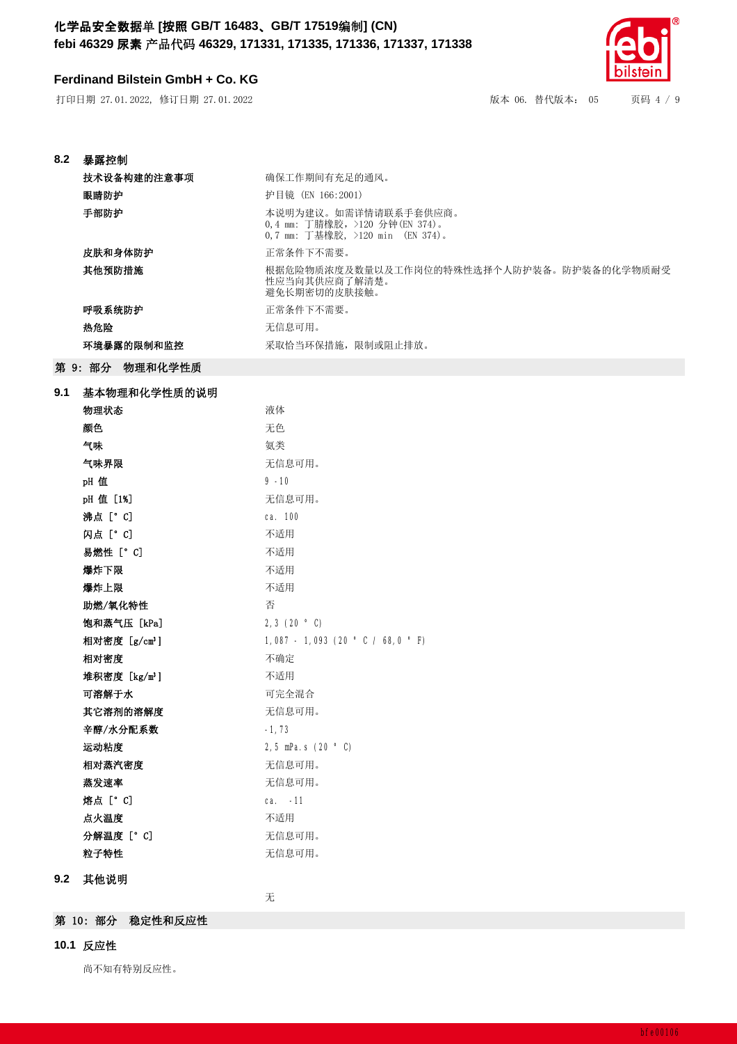### 8.2 暴露控制

| | |
|---|---|
| **技术设备构建的注意事项** | 确保工作期间有充足的通风。 |
| **眼睛防护** | 护目镜 (EN 166:2001) |
| **手部防护** | 本说明为建议。如需详情请联系手套供应商。<br>0,4 mm: 丁腈橡胶，>120 分钟(EN 374)。<br>0,7 mm: 丁基橡胶, >120 min (EN 374)。 |
| **皮肤和身体防护** | 正常条件下不需要。 |
| **其他预防措施** | 根据危险物质浓度及数量以及工作岗位的特殊性选择个人防护装备。防护装备的化学物质耐受性应当向其供应商了解清楚。<br>避免长期密切的皮肤接触。 |
| **呼吸系统防护** | 正常条件下不需要。 |
| **热危险** | 无信息可用。 |
| **环境暴露的限制和监控** | 采取恰当环保措施，限制或阻止排放。 |

## 第 9: 部分 物理和化学性质

### 9.1 基本物理和化学性质的说明

| | |
|---|---|
| **物理状态** | 液体 |
| **颜色** | 无色 |
| **气味** | 氨类 |
| **气味界限** | 无信息可用。 |
| **pH 值** | 9 - 10 |
| **pH 值 [1%]** | 无信息可用。 |
| **沸点 [° C]** | ca. 100 |
| **闪点 [° C]** | 不适用 |
| **易燃性 [° C]** | 不适用 |
| **爆炸下限** | 不适用 |
| **爆炸上限** | 不适用 |
| **助燃/氧化特性** | 否 |
| **饱和蒸气压 [kPa]** | 2,3 (20 ° C) |
| **相对密度 [g/cm³]** | 1,087 - 1,093 (20 ° C / 68,0 ° F) |
| **相对密度** | 不确定 |
| **堆积密度 [kg/m³]** | 不适用 |
| **可溶解于水** | 可完全混合 |
| **其它溶剂的溶解度** | 无信息可用。 |
| **辛醇/水分配系数** | -1,73 |
| **运动粘度** | 2,5 mPa.s (20 ° C) |
| **相对蒸汽密度** | 无信息可用。 |
| **蒸发速率** | 无信息可用。 |
| **熔点 [° C]** | ca. -11 |
| **点火温度** | 不适用 |
| **分解温度 [° C]** | 无信息可用。 |
| **粒子特性** | 无信息可用。 |

### 9.2 其他说明

无

## 第 10: 部分 稳定性和反应性

### 10.1 反应性

尚不知有特别反应性。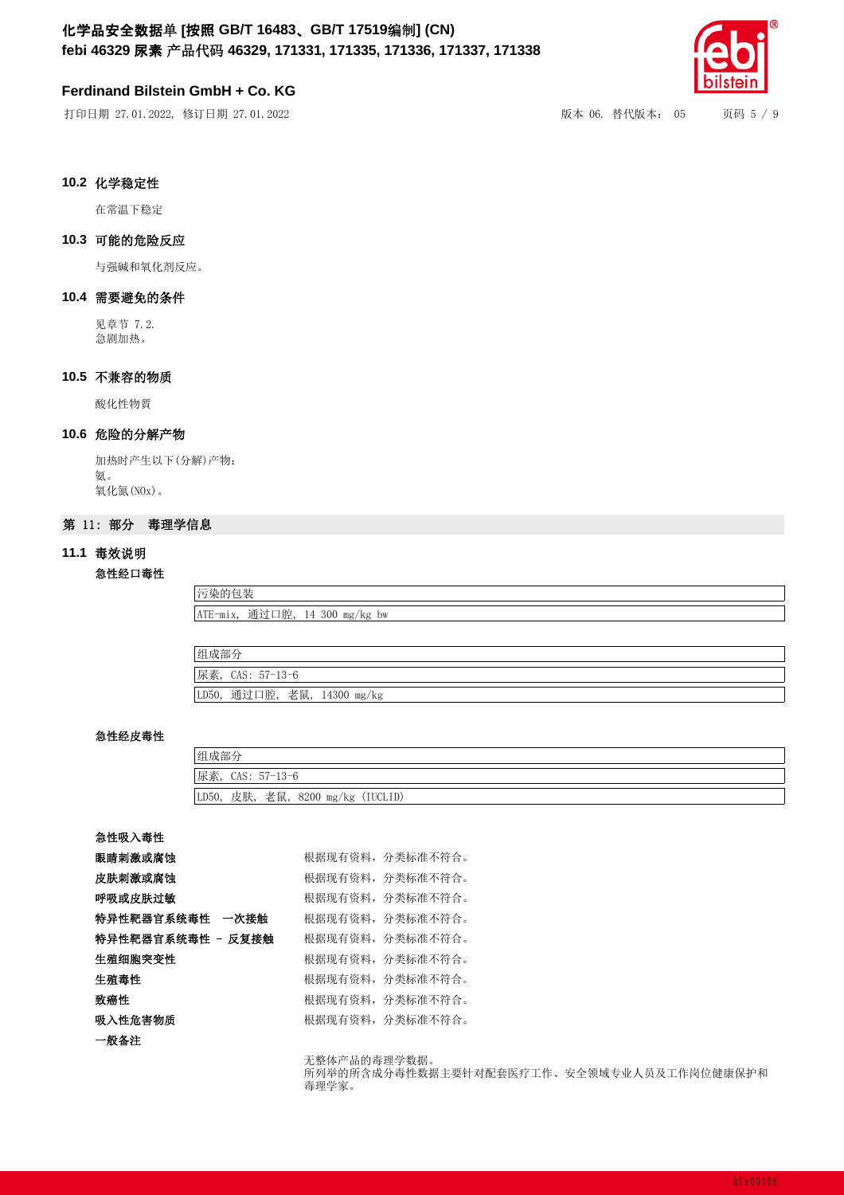### 10.2 化学稳定性

在常温下稳定

### 10.3 可能的危险反应

与强碱和氧化剂反应。

### 10.4 需要避免的条件

见章节 7.2.
急剧加热。

### 10.5 不兼容的物质

酸化性物質

### 10.6 危险的分解产物

加热时产生以下(分解)产物：
氨。
氧化氮(NOx)。

## 第 11：部分 毒理学信息

### 11.1 毒效说明

**急性经口毒性**

| 污染的包装 |
|---|
| ATE-mix, 通过口腔, 14 300 mg/kg bw |

| 组成部分 |
|---|
| 尿素, CAS: 57-13-6 |
| LD50, 通过口腔, 老鼠, 14300 mg/kg |

**急性经皮毒性**

| 组成部分 |
|---|
| 尿素, CAS: 57-13-6 |
| LD50, 皮肤, 老鼠, 8200 mg/kg (IUCLID) |

**急性吸入毒性**

| | |
|---|---|
| **眼睛刺激或腐蚀** | 根据现有资料，分类标准不符合。 |
| **皮肤刺激或腐蚀** | 根据现有资料，分类标准不符合。 |
| **呼吸或皮肤过敏** | 根据现有资料，分类标准不符合。 |
| **特异性靶器官系统毒性 一次接触** | 根据现有资料，分类标准不符合。 |
| **特异性靶器官系统毒性 - 反复接触** | 根据现有资料，分类标准不符合。 |
| **生殖细胞突变性** | 根据现有资料，分类标准不符合。 |
| **生殖毒性** | 根据现有资料，分类标准不符合。 |
| **致癌性** | 根据现有资料，分类标准不符合。 |
| **吸入性危害物质** | 根据现有资料，分类标准不符合。 |

**一般备注**

无整体产品的毒理学数据。
所列举的所含成分毒性数据主要针对配套医疗工作、安全领域专业人员及工作岗位健康保护和毒理学家。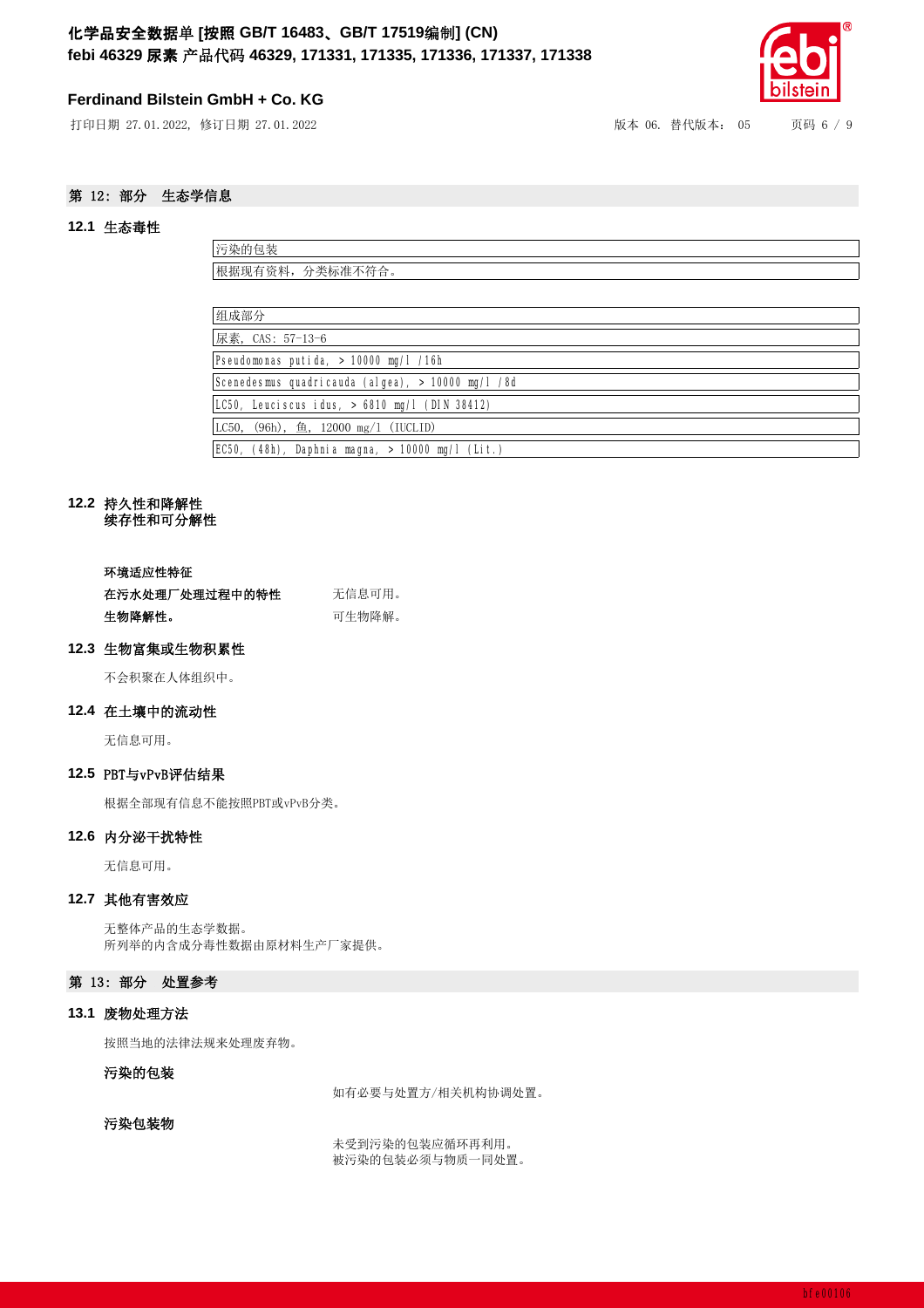## 第 12：部分 生态学信息

### 12.1 生态毒性

| 污染的包装 |
|---|
| 根据现有资料，分类标准不符合。 |

| 组成部分 |
|---|
| 尿素, CAS: 57-13-6 |
| Pseudomonas putida, > 10000 mg/l /16h |
| Scenedesmus quadricauda (algea), > 10000 mg/l /8d |
| LC50, Leuciscus idus, > 6810 mg/l (DIN 38412) |
| LC50, (96h), 鱼, 12000 mg/l (IUCLID) |
| EC50, (48h), Daphnia magna, > 10000 mg/l (Lit.) |

### 12.2 持久性和降解性
**续存性和可分解性**

**环境适应性特征**

**在污水处理厂处理过程中的特性** 无信息可用。

**生物降解性。** 可生物降解。

### 12.3 生物富集或生物积累性

不会积聚在人体组织中。

### 12.4 在土壤中的流动性

无信息可用。

### 12.5 PBT与vPvB评估结果

根据全部现有信息不能按照PBT或vPvB分类。

### 12.6 内分泌干扰特性

无信息可用。

### 12.7 其他有害效应

无整体产品的生态学数据。
所列举的内含成分毒性数据由原材料生产厂家提供。

## 第 13：部分 处置参考

### 13.1 废物处理方法

按照当地的法律法规来处理废弃物。

**污染的包装**

如有必要与处置方/相关机构协调处置。

**污染包装物**

未受到污染的包装应循环再利用。
被污染的包装必须与物质一同处置。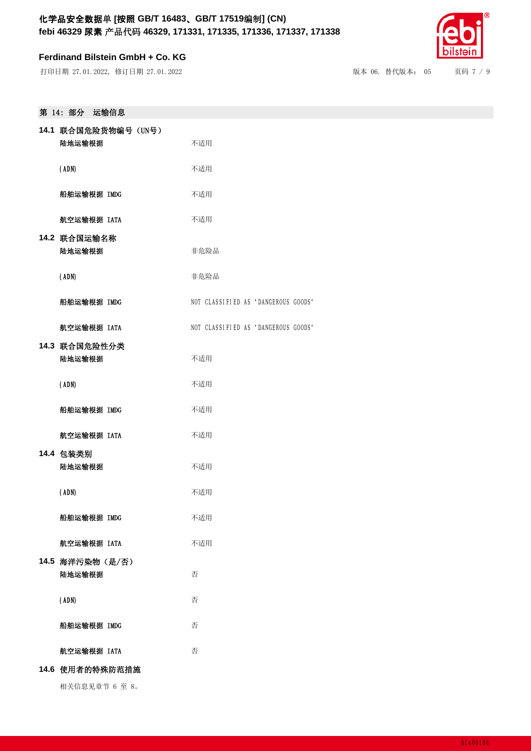## 第 14: 部分 运输信息

### 14.1 联合国危险货物编号（UN号）

| | |
|---|---|
| 陆地运输根据 | 不适用 |
| (ADN) | 不适用 |
| 船舶运输根据 IMDG | 不适用 |
| 航空运输根据 IATA | 不适用 |

### 14.2 联合国运输名称

| | |
|---|---|
| 陆地运输根据 | 非危险品 |
| (ADN) | 非危险品 |
| 船舶运输根据 IMDG | NOT CLASSIFIED AS 'DANGEROUS GOODS' |
| 航空运输根据 IATA | NOT CLASSIFIED AS 'DANGEROUS GOODS' |

### 14.3 联合国危险性分类

| | |
|---|---|
| 陆地运输根据 | 不适用 |
| (ADN) | 不适用 |
| 船舶运输根据 IMDG | 不适用 |
| 航空运输根据 IATA | 不适用 |

### 14.4 包装类别

| | |
|---|---|
| 陆地运输根据 | 不适用 |
| (ADN) | 不适用 |
| 船舶运输根据 IMDG | 不适用 |
| 航空运输根据 IATA | 不适用 |

### 14.5 海洋污染物（是/否）

| | |
|---|---|
| 陆地运输根据 | 否 |
| (ADN) | 否 |
| 船舶运输根据 IMDG | 否 |
| 航空运输根据 IATA | 否 |

### 14.6 使用者的特殊防范措施

相关信息见章节 6 至 8。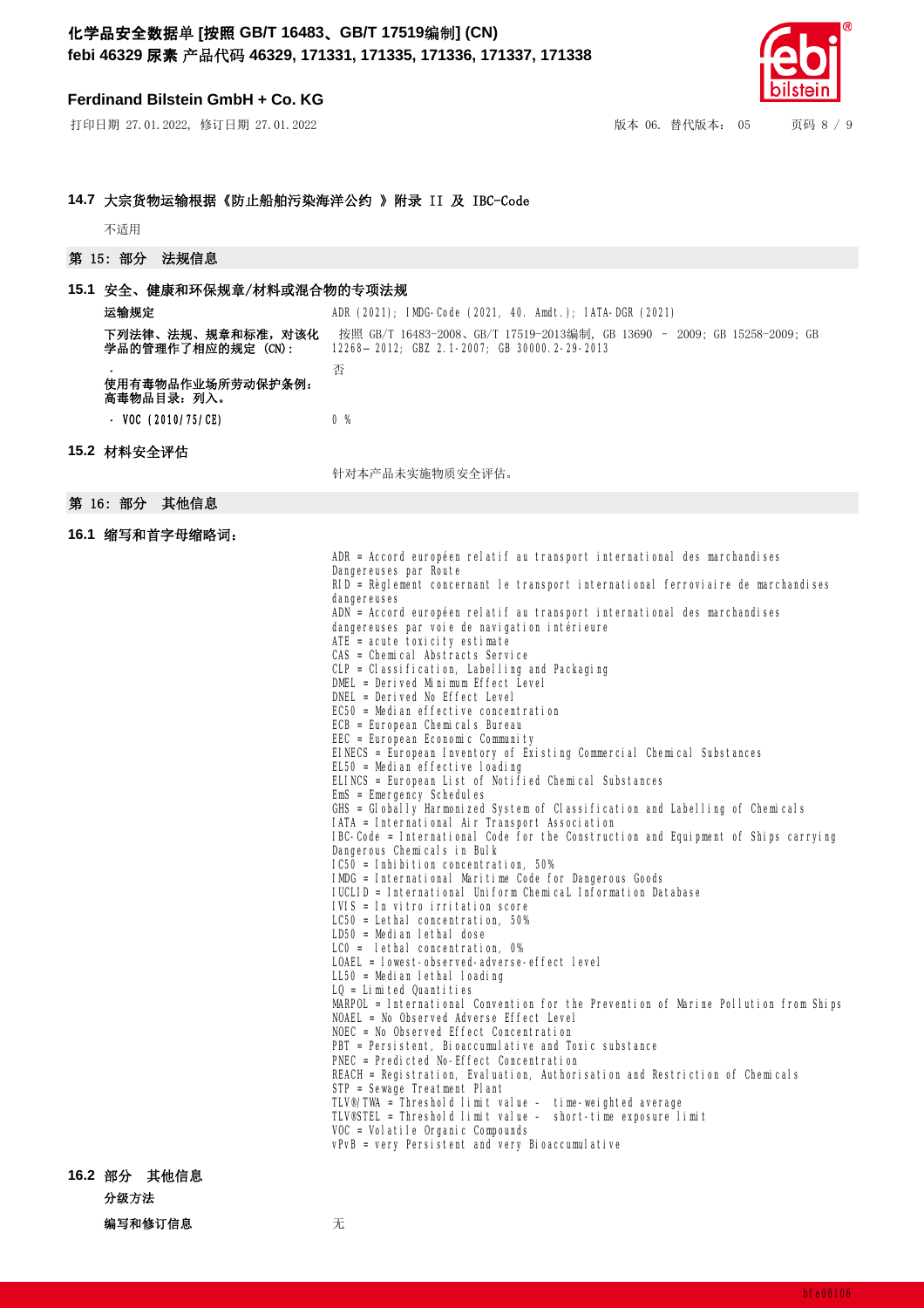### 14.7 大宗货物运输根据《防止船舶污染海洋公约 》附录 II 及 IBC-Code

不适用

## 第 15: 部分 法规信息

### 15.1 安全、健康和环保规章/材料或混合物的专项法规

| | |
|---|---|
| **运输规定** | ADR (2021); IMDG-Code (2021, 40. Amdt.); IATA-DGR (2021) |
| **下列法律、法规、规章和标准，对该化学品的管理作了相应的规定 (CN):** | 按照 GB/T 16483-2008、GB/T 17519-2013编制, GB 13690 – 2009; GB 15258-2009; GB 12268– 2012; GBZ 2.1-2007; GB 30000.2-29-2013 |
| **- 使用有毒物品作业场所劳动保护条例: 高毒物品目录: 列入。** | 否 |
| **- VOC (2010/75/CE)** | 0 % |

### 15.2 材料安全评估

针对本产品未实施物质安全评估。

## 第 16: 部分 其他信息

### 16.1 缩写和首字母缩略词:

ADR = Accord européen relatif au transport international des marchandises Dangereuses par Route
RID = Règlement concernant le transport international ferroviaire de marchandises dangereuses
ADN = Accord européen relatif au transport international des marchandises dangereuses par voie de navigation intérieure
ATE = acute toxicity estimate
CAS = Chemical Abstracts Service
CLP = Classification, Labelling and Packaging
DMEL = Derived Minimum Effect Level
DNEL = Derived No Effect Level
EC50 = Median effective concentration
ECB = European Chemicals Bureau
EEC = European Economic Community
EINECS = European Inventory of Existing Commercial Chemical Substances
EL50 = Median effective loading
ELINCS = European List of Notified Chemical Substances
EmS = Emergency Schedules
GHS = Globally Harmonized System of Classification and Labelling of Chemicals
IATA = International Air Transport Association
IBC-Code = International Code for the Construction and Equipment of Ships carrying Dangerous Chemicals in Bulk
IC50 = Inhibition concentration, 50%
IMDG = International Maritime Code for Dangerous Goods
IUCLID = International Uniform ChemicaL Information Database
IVIS = In vitro irritation score
LC50 = Lethal concentration, 50%
LD50 = Median lethal dose
LC0 = lethal concentration, 0%
LOAEL = lowest-observed-adverse-effect level
LL50 = Median lethal loading
LQ = Limited Quantities
MARPOL = International Convention for the Prevention of Marine Pollution from Ships
NOAEL = No Observed Adverse Effect Level
NOEC = No Observed Effect Concentration
PBT = Persistent, Bioaccumulative and Toxic substance
PNEC = Predicted No-Effect Concentration
REACH = Registration, Evaluation, Authorisation and Restriction of Chemicals
STP = Sewage Treatment Plant
TLV®/TWA = Threshold limit value – time-weighted average
TLV®STEL = Threshold limit value – short-time exposure limit
VOC = Volatile Organic Compounds
vPvB = very Persistent and very Bioaccumulative

### 16.2 部分 其他信息

**分级方法**

**编写和修订信息** 无